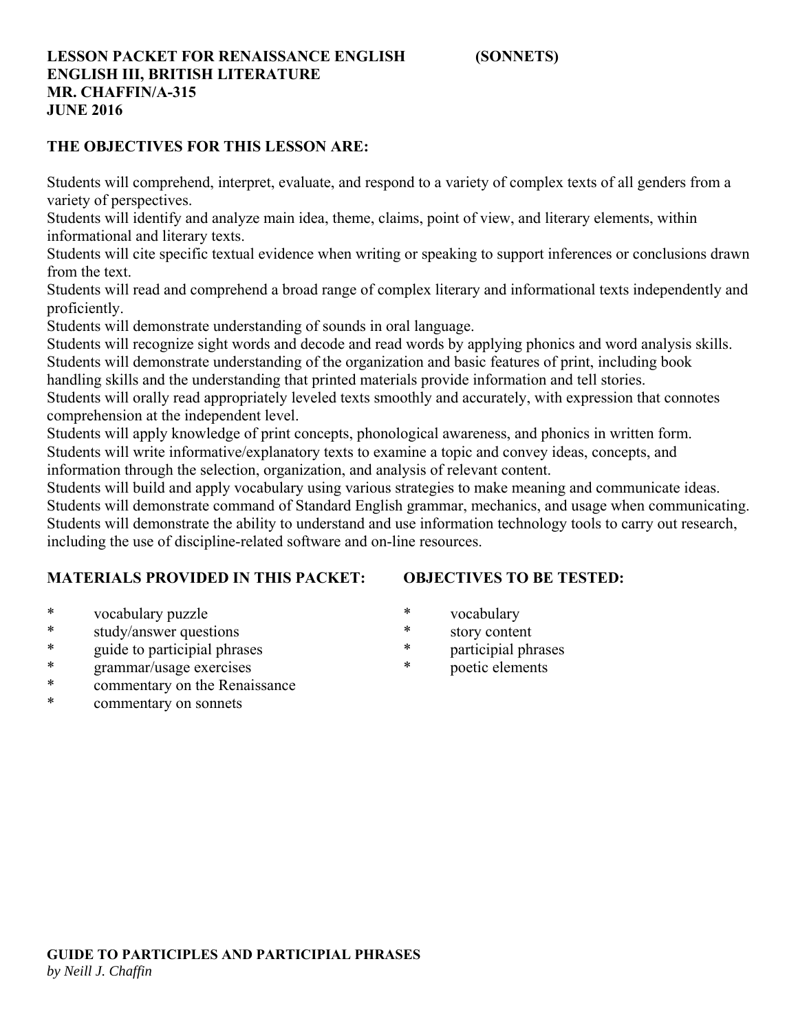**LESSON PACKET FOR RENAISSANCE ENGLISH (SONNETS)**
**ENGLISH III, BRITISH LITERATURE**
**MR. CHAFFIN/A-315**
**JUNE 2016**

**THE OBJECTIVES FOR THIS LESSON ARE:**

Students will comprehend, interpret, evaluate, and respond to a variety of complex texts of all genders from a variety of perspectives.
Students will identify and analyze main idea, theme, claims, point of view, and literary elements, within informational and literary texts.
Students will cite specific textual evidence when writing or speaking to support inferences or conclusions drawn from the text.
Students will read and comprehend a broad range of complex literary and informational texts independently and proficiently.
Students will demonstrate understanding of sounds in oral language.
Students will recognize sight words and decode and read words by applying phonics and word analysis skills.
Students will demonstrate understanding of the organization and basic features of print, including book handling skills and the understanding that printed materials provide information and tell stories.
Students will orally read appropriately leveled texts smoothly and accurately, with expression that connotes comprehension at the independent level.
Students will apply knowledge of print concepts, phonological awareness, and phonics in written form.
Students will write informative/explanatory texts to examine a topic and convey ideas, concepts, and information through the selection, organization, and analysis of relevant content.
Students will build and apply vocabulary using various strategies to make meaning and communicate ideas.
Students will demonstrate command of Standard English grammar, mechanics, and usage when communicating.
Students will demonstrate the ability to understand and use information technology tools to carry out research, including the use of discipline-related software and on-line resources.

**MATERIALS PROVIDED IN THIS PACKET:**

* vocabulary puzzle
* study/answer questions
* guide to participial phrases
* grammar/usage exercises
* commentary on the Renaissance
* commentary on sonnets

**OBJECTIVES TO BE TESTED:**

* vocabulary
* story content
* participial phrases
* poetic elements

**GUIDE TO PARTICIPLES AND PARTICIPIAL PHRASES**
*by Neill J. Chaffin*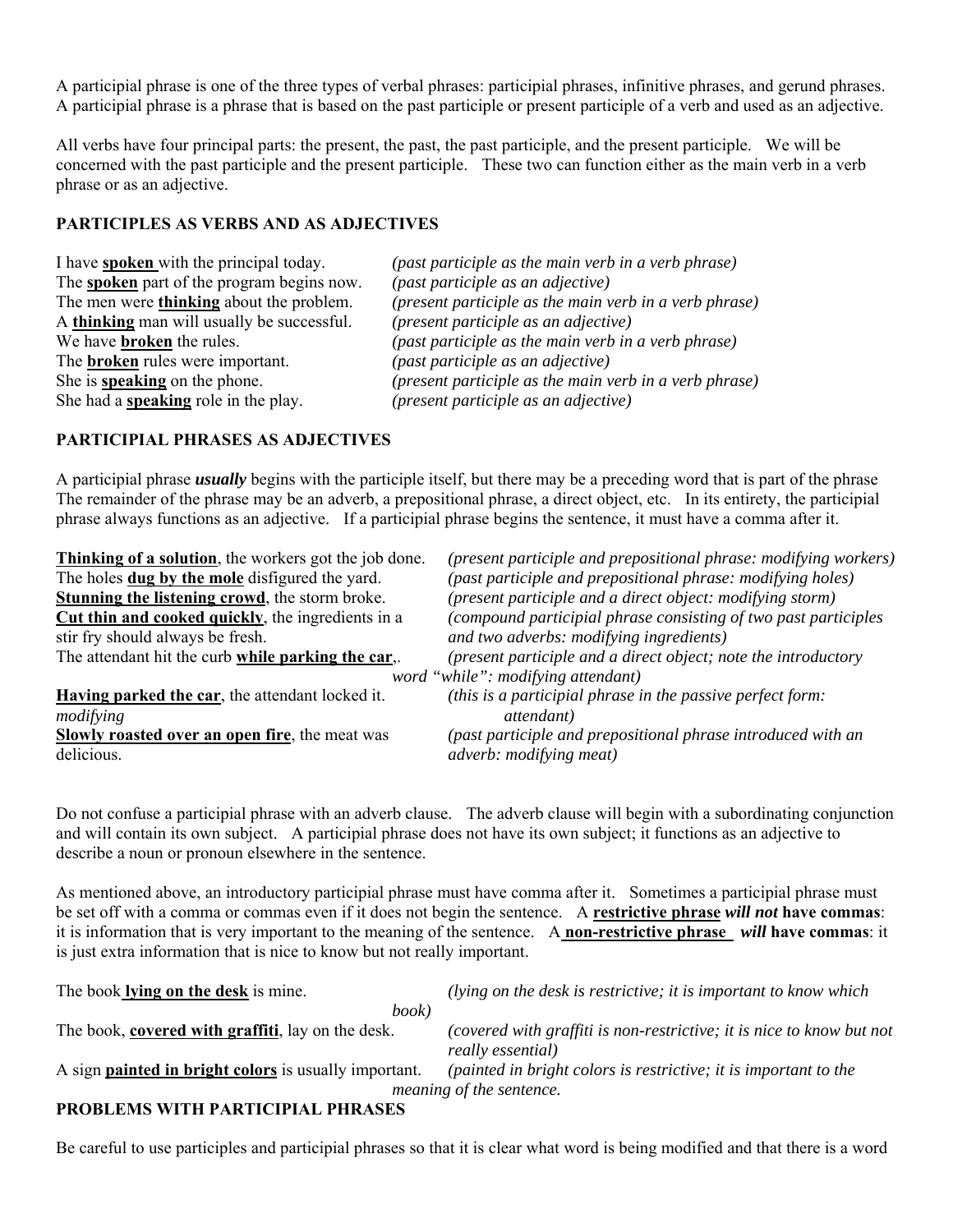A participial phrase is one of the three types of verbal phrases: participial phrases, infinitive phrases, and gerund phrases. A participial phrase is a phrase that is based on the past participle or present participle of a verb and used as an adjective.

All verbs have four principal parts: the present, the past, the past participle, and the present participle. We will be concerned with the past participle and the present participle. These two can function either as the main verb in a verb phrase or as an adjective.

## PARTICIPLES AS VERBS AND AS ADJECTIVES

| | |
|---|---|
| I have **spoken** with the principal today. | *(past participle as the main verb in a verb phrase)* |
| The **spoken** part of the program begins now. | *(past participle as an adjective)* |
| The men were **thinking** about the problem. | *(present participle as the main verb in a verb phrase)* |
| A **thinking** man will usually be successful. | *(present participle as an adjective)* |
| We have **broken** the rules. | *(past participle as the main verb in a verb phrase)* |
| The **broken** rules were important. | *(past participle as an adjective)* |
| She is **speaking** on the phone. | *(present participle as the main verb in a verb phrase)* |
| She had a **speaking** role in the play. | *(present participle as an adjective)* |

## PARTICIPIAL PHRASES AS ADJECTIVES

A participial phrase ***usually*** begins with the participle itself, but there may be a preceding word that is part of the phrase The remainder of the phrase may be an adverb, a prepositional phrase, a direct object, etc. In its entirety, the participial phrase always functions as an adjective. If a participial phrase begins the sentence, it must have a comma after it.

| | |
|---|---|
| **Thinking of a solution**, the workers got the job done. | *(present participle and prepositional phrase: modifying workers)* |
| The holes **dug by the mole** disfigured the yard. | *(past participle and prepositional phrase: modifying holes)* |
| **Stunning the listening crowd**, the storm broke. | *(present participle and a direct object: modifying storm)* |
| **Cut thin and cooked quickly**, the ingredients in a stir fry should always be fresh. | *(compound participial phrase consisting of two past participles and two adverbs: modifying ingredients)* |
| The attendant hit the curb **while parking the car**,. | *(present participle and a direct object; note the introductory word "while": modifying attendant)* |
| **Having parked the car**, the attendant locked it. | *(this is a participial phrase in the passive perfect form: modifying attendant)* |
| **Slowly roasted over an open fire**, the meat was delicious. | *(past participle and prepositional phrase introduced with an adverb: modifying meat)* |

Do not confuse a participial phrase with an adverb clause. The adverb clause will begin with a subordinating conjunction and will contain its own subject. A participial phrase does not have its own subject; it functions as an adjective to describe a noun or pronoun elsewhere in the sentence.

As mentioned above, an introductory participial phrase must have comma after it. Sometimes a participial phrase must be set off with a comma or commas even if it does not begin the sentence. A **restrictive phrase *will not* have commas**: it is information that is very important to the meaning of the sentence. A **non-restrictive phrase *will* have commas**: it is just extra information that is nice to know but not really important.

| | |
|---|---|
| The book **lying on the desk** is mine. | *(lying on the desk is restrictive; it is important to know which book)* |
| The book, **covered with graffiti**, lay on the desk. | *(covered with graffiti is non-restrictive; it is nice to know but not really essential)* |
| A sign **painted in bright colors** is usually important. | *(painted in bright colors is restrictive; it is important to the meaning of the sentence.* |

## PROBLEMS WITH PARTICIPIAL PHRASES

Be careful to use participles and participial phrases so that it is clear what word is being modified and that there is a word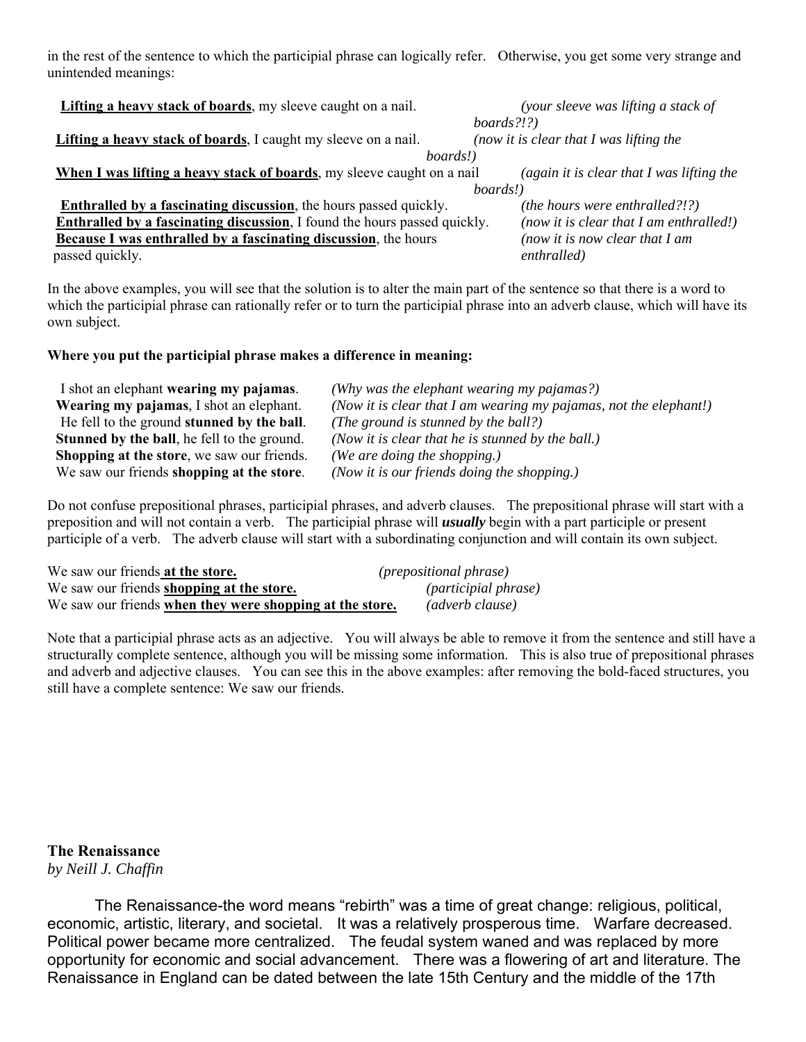in the rest of the sentence to which the participial phrase can logically refer. Otherwise, you get some very strange and unintended meanings:

| | |
|---|---|
| **Lifting a heavy stack of boards**, my sleeve caught on a nail. | *(your sleeve was lifting a stack of boards?!?)* |
| **Lifting a heavy stack of boards**, I caught my sleeve on a nail. | *(now it is clear that I was lifting the boards!)* |
| **When I was lifting a heavy stack of boards**, my sleeve caught on a nail | *(again it is clear that I was lifting the boards!)* |
| **Enthralled by a fascinating discussion**, the hours passed quickly. | *(the hours were enthralled?!?)* |
| **Enthralled by a fascinating discussion**, I found the hours passed quickly. | *(now it is clear that I am enthralled!)* |
| **Because I was enthralled by a fascinating discussion**, the hours passed quickly. | *(now it is now clear that I am enthralled)* |

In the above examples, you will see that the solution is to alter the main part of the sentence so that there is a word to which the participial phrase can rationally refer or to turn the participial phrase into an adverb clause, which will have its own subject.

**Where you put the participial phrase makes a difference in meaning:**

| | |
|---|---|
| I shot an elephant **wearing my pajamas**. | *(Why was the elephant wearing my pajamas?)* |
| **Wearing my pajamas**, I shot an elephant. | *(Now it is clear that I am wearing my pajamas, not the elephant!)* |
| He fell to the ground **stunned by the ball**. | *(The ground is stunned by the ball?)* |
| **Stunned by the ball**, he fell to the ground. | *(Now it is clear that he is stunned by the ball.)* |
| **Shopping at the store**, we saw our friends. | *(We are doing the shopping.)* |
| We saw our friends **shopping at the store**. | *(Now it is our friends doing the shopping.)* |

Do not confuse prepositional phrases, participial phrases, and adverb clauses. The prepositional phrase will start with a preposition and will not contain a verb. The participial phrase will ***usually*** begin with a part participle or present participle of a verb. The adverb clause will start with a subordinating conjunction and will contain its own subject.

| | |
|---|---|
| We saw our friends **at the store.** | *(prepositional phrase)* |
| We saw our friends **shopping at the store.** | *(participial phrase)* |
| We saw our friends **when they were shopping at the store.** | *(adverb clause)* |

Note that a participial phrase acts as an adjective. You will always be able to remove it from the sentence and still have a structurally complete sentence, although you will be missing some information. This is also true of prepositional phrases and adverb and adjective clauses. You can see this in the above examples: after removing the bold-faced structures, you still have a complete sentence: We saw our friends.

## The Renaissance

*by Neill J. Chaffin*

The Renaissance-the word means "rebirth" was a time of great change: religious, political, economic, artistic, literary, and societal. It was a relatively prosperous time. Warfare decreased. Political power became more centralized. The feudal system waned and was replaced by more opportunity for economic and social advancement. There was a flowering of art and literature. The Renaissance in England can be dated between the late 15th Century and the middle of the 17th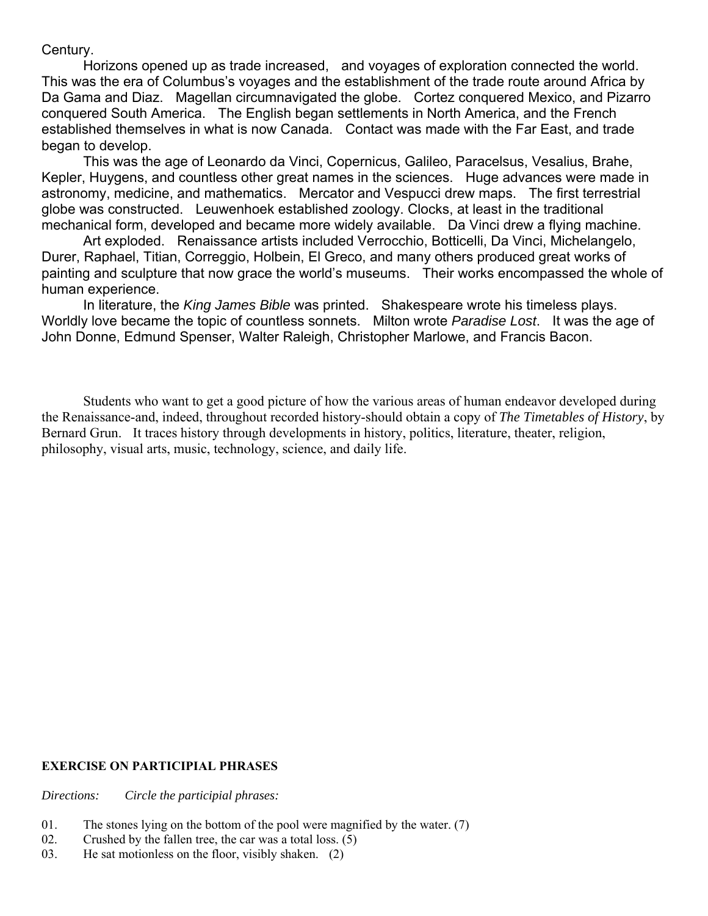Century.

Horizons opened up as trade increased, and voyages of exploration connected the world. This was the era of Columbus's voyages and the establishment of the trade route around Africa by Da Gama and Diaz. Magellan circumnavigated the globe. Cortez conquered Mexico, and Pizarro conquered South America. The English began settlements in North America, and the French established themselves in what is now Canada. Contact was made with the Far East, and trade began to develop.

This was the age of Leonardo da Vinci, Copernicus, Galileo, Paracelsus, Vesalius, Brahe, Kepler, Huygens, and countless other great names in the sciences. Huge advances were made in astronomy, medicine, and mathematics. Mercator and Vespucci drew maps. The first terrestrial globe was constructed. Leuwenhoek established zoology. Clocks, at least in the traditional mechanical form, developed and became more widely available. Da Vinci drew a flying machine.

Art exploded. Renaissance artists included Verrocchio, Botticelli, Da Vinci, Michelangelo, Durer, Raphael, Titian, Correggio, Holbein, El Greco, and many others produced great works of painting and sculpture that now grace the world's museums. Their works encompassed the whole of human experience.

In literature, the *King James Bible* was printed. Shakespeare wrote his timeless plays. Worldly love became the topic of countless sonnets. Milton wrote *Paradise Lost*. It was the age of John Donne, Edmund Spenser, Walter Raleigh, Christopher Marlowe, and Francis Bacon.

Students who want to get a good picture of how the various areas of human endeavor developed during the Renaissance-and, indeed, throughout recorded history-should obtain a copy of *The Timetables of History*, by Bernard Grun. It traces history through developments in history, politics, literature, theater, religion, philosophy, visual arts, music, technology, science, and daily life.

**EXERCISE ON PARTICIPIAL PHRASES**

*Directions: Circle the participial phrases:*

01. The stones lying on the bottom of the pool were magnified by the water. (7)
02. Crushed by the fallen tree, the car was a total loss. (5)
03. He sat motionless on the floor, visibly shaken. (2)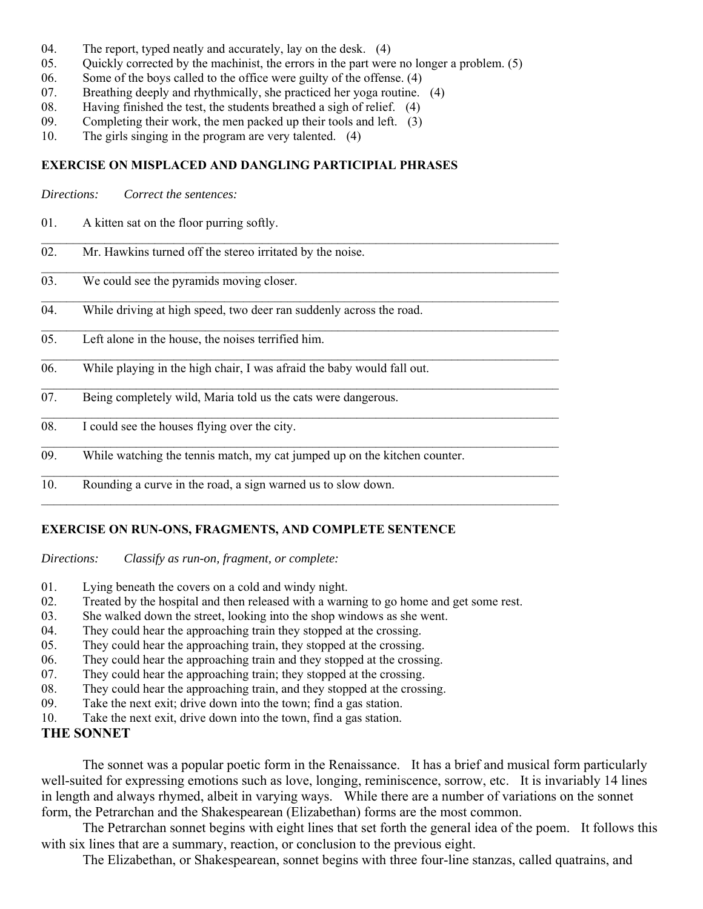04. The report, typed neatly and accurately, lay on the desk. (4)
05. Quickly corrected by the machinist, the errors in the part were no longer a problem. (5)
06. Some of the boys called to the office were guilty of the offense. (4)
07. Breathing deeply and rhythmically, she practiced her yoga routine. (4)
08. Having finished the test, the students breathed a sigh of relief. (4)
09. Completing their work, the men packed up their tools and left. (3)
10. The girls singing in the program are very talented. (4)

**EXERCISE ON MISPLACED AND DANGLING PARTICIPIAL PHRASES**

*Directions: Correct the sentences:*

01. A kitten sat on the floor purring softly.

______________________________________________________________________________

02. Mr. Hawkins turned off the stereo irritated by the noise.

______________________________________________________________________________

03. We could see the pyramids moving closer.

______________________________________________________________________________

04. While driving at high speed, two deer ran suddenly across the road.

______________________________________________________________________________

05. Left alone in the house, the noises terrified him.

______________________________________________________________________________

06. While playing in the high chair, I was afraid the baby would fall out.

______________________________________________________________________________

07. Being completely wild, Maria told us the cats were dangerous.

______________________________________________________________________________

08. I could see the houses flying over the city.

______________________________________________________________________________

09. While watching the tennis match, my cat jumped up on the kitchen counter.

______________________________________________________________________________

10. Rounding a curve in the road, a sign warned us to slow down.

______________________________________________________________________________

**EXERCISE ON RUN-ONS, FRAGMENTS, AND COMPLETE SENTENCE**

*Directions: Classify as run-on, fragment, or complete:*

01. Lying beneath the covers on a cold and windy night.
02. Treated by the hospital and then released with a warning to go home and get some rest.
03. She walked down the street, looking into the shop windows as she went.
04. They could hear the approaching train they stopped at the crossing.
05. They could hear the approaching train, they stopped at the crossing.
06. They could hear the approaching train and they stopped at the crossing.
07. They could hear the approaching train; they stopped at the crossing.
08. They could hear the approaching train, and they stopped at the crossing.
09. Take the next exit; drive down into the town; find a gas station.
10. Take the next exit, drive down into the town, find a gas station.

## THE SONNET

The sonnet was a popular poetic form in the Renaissance. It has a brief and musical form particularly well-suited for expressing emotions such as love, longing, reminiscence, sorrow, etc. It is invariably 14 lines in length and always rhymed, albeit in varying ways. While there are a number of variations on the sonnet form, the Petrarchan and the Shakespearean (Elizabethan) forms are the most common.

The Petrarchan sonnet begins with eight lines that set forth the general idea of the poem. It follows this with six lines that are a summary, reaction, or conclusion to the previous eight.

The Elizabethan, or Shakespearean, sonnet begins with three four-line stanzas, called quatrains, and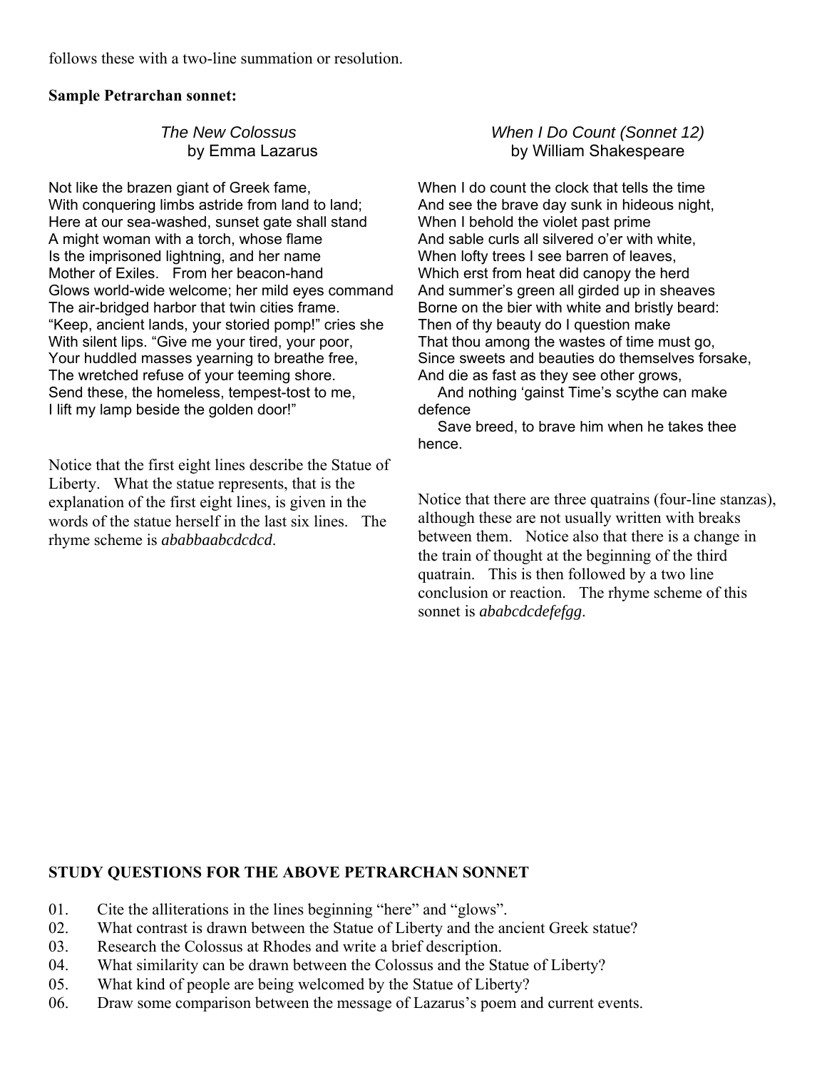follows these with a two-line summation or resolution.

**Sample Petrarchan sonnet:**

*The New Colossus*
by Emma Lazarus

Not like the brazen giant of Greek fame,
With conquering limbs astride from land to land;
Here at our sea-washed, sunset gate shall stand
A might woman with a torch, whose flame
Is the imprisoned lightning, and her name
Mother of Exiles.   From her beacon-hand
Glows world-wide welcome; her mild eyes command
The air-bridged harbor that twin cities frame.
"Keep, ancient lands, your storied pomp!" cries she
With silent lips. "Give me your tired, your poor,
Your huddled masses yearning to breathe free,
The wretched refuse of your teeming shore.
Send these, the homeless, tempest-tost to me,
I lift my lamp beside the golden door!"

Notice that the first eight lines describe the Statue of Liberty.   What the statue represents, that is the explanation of the first eight lines, is given in the words of the statue herself in the last six lines.   The rhyme scheme is *ababbaabcdcdcd*.

*When I Do Count (Sonnet 12)*
by William Shakespeare

When I do count the clock that tells the time
And see the brave day sunk in hideous night,
When I behold the violet past prime
And sable curls all silvered o'er with white,
When lofty trees I see barren of leaves,
Which erst from heat did canopy the herd
And summer's green all girded up in sheaves
Borne on the bier with white and bristly beard:
Then of thy beauty do I question make
That thou among the wastes of time must go,
Since sweets and beauties do themselves forsake,
And die as fast as they see other grows,
    And nothing 'gainst Time's scythe can make defence
    Save breed, to brave him when he takes thee hence.

Notice that there are three quatrains (four-line stanzas), although these are not usually written with breaks between them.   Notice also that there is a change in the train of thought at the beginning of the third quatrain.   This is then followed by a two line conclusion or reaction.   The rhyme scheme of this sonnet is *ababcdcdefefgg*.

**STUDY QUESTIONS FOR THE ABOVE PETRARCHAN SONNET**

01. Cite the alliterations in the lines beginning "here" and "glows".
02. What contrast is drawn between the Statue of Liberty and the ancient Greek statue?
03. Research the Colossus at Rhodes and write a brief description.
04. What similarity can be drawn between the Colossus and the Statue of Liberty?
05. What kind of people are being welcomed by the Statue of Liberty?
06. Draw some comparison between the message of Lazarus's poem and current events.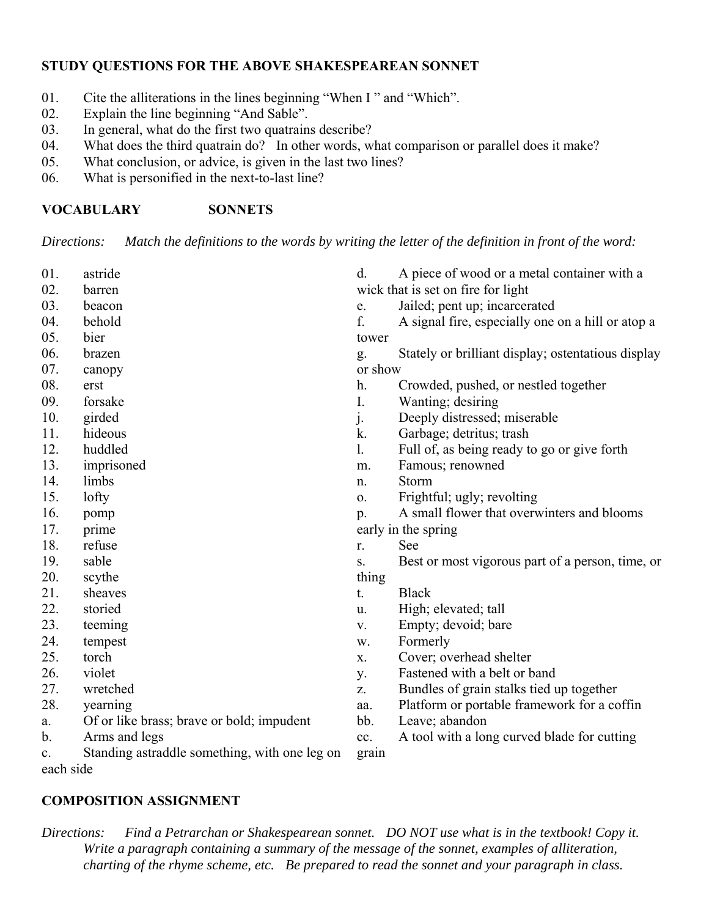**STUDY QUESTIONS FOR THE ABOVE SHAKESPEAREAN SONNET**

01. Cite the alliterations in the lines beginning "When I " and "Which".
02. Explain the line beginning "And Sable".
03. In general, what do the first two quatrains describe?
04. What does the third quatrain do? In other words, what comparison or parallel does it make?
05. What conclusion, or advice, is given in the last two lines?
06. What is personified in the next-to-last line?

**VOCABULARY SONNETS**

*Directions: Match the definitions to the words by writing the letter of the definition in front of the word:*

01. astride
02. barren
03. beacon
04. behold
05. bier
06. brazen
07. canopy
08. erst
09. forsake
10. girded
11. hideous
12. huddled
13. imprisoned
14. limbs
15. lofty
16. pomp
17. prime
18. refuse
19. sable
20. scythe
21. sheaves
22. storied
23. teeming
24. tempest
25. torch
26. violet
27. wretched
28. yearning

a. Of or like brass; brave or bold; impudent
b. Arms and legs
c. Standing astraddle something, with one leg on each side
d. A piece of wood or a metal container with a wick that is set on fire for light
e. Jailed; pent up; incarcerated
f. A signal fire, especially one on a hill or atop a tower
g. Stately or brilliant display; ostentatious display or show
h. Crowded, pushed, or nestled together
I. Wanting; desiring
j. Deeply distressed; miserable
k. Garbage; detritus; trash
l. Full of, as being ready to go or give forth
m. Famous; renowned
n. Storm
o. Frightful; ugly; revolting
p. A small flower that overwinters and blooms early in the spring
r. See
s. Best or most vigorous part of a person, time, or thing
t. Black
u. High; elevated; tall
v. Empty; devoid; bare
w. Formerly
x. Cover; overhead shelter
y. Fastened with a belt or band
z. Bundles of grain stalks tied up together
aa. Platform or portable framework for a coffin
bb. Leave; abandon
cc. A tool with a long curved blade for cutting grain

**COMPOSITION ASSIGNMENT**

*Directions: Find a Petrarchan or Shakespearean sonnet. DO NOT use what is in the textbook! Copy it. Write a paragraph containing a summary of the message of the sonnet, examples of alliteration, charting of the rhyme scheme, etc. Be prepared to read the sonnet and your paragraph in class.*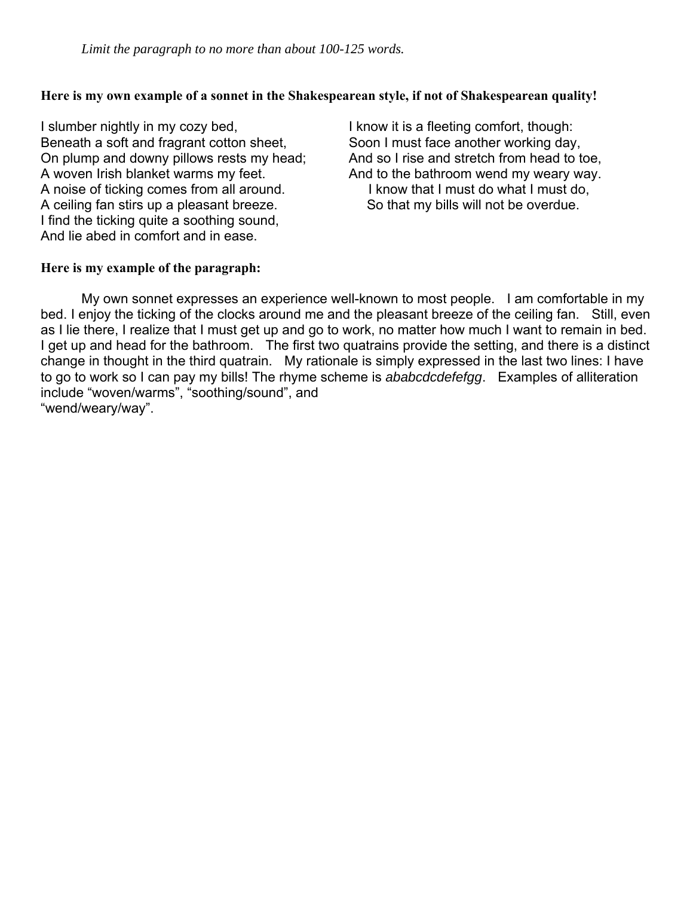*Limit the paragraph to no more than about 100-125 words.*

**Here is my own example of a sonnet in the Shakespearean style, if not of Shakespearean quality!**

I slumber nightly in my cozy bed,  
Beneath a soft and fragrant cotton sheet,  
On plump and downy pillows rests my head;  
A woven Irish blanket warms my feet.  
A noise of ticking comes from all around.  
A ceiling fan stirs up a pleasant breeze.  
I find the ticking quite a soothing sound,  
And lie abed in comfort and in ease.

I know it is a fleeting comfort, though:  
Soon I must face another working day,  
And so I rise and stretch from head to toe,  
And to the bathroom wend my weary way.  
&nbsp;&nbsp;&nbsp;&nbsp;I know that I must do what I must do,  
&nbsp;&nbsp;&nbsp;&nbsp;So that my bills will not be overdue.

**Here is my example of the paragraph:**

My own sonnet expresses an experience well-known to most people. I am comfortable in my bed. I enjoy the ticking of the clocks around me and the pleasant breeze of the ceiling fan. Still, even as I lie there, I realize that I must get up and go to work, no matter how much I want to remain in bed. I get up and head for the bathroom. The first two quatrains provide the setting, and there is a distinct change in thought in the third quatrain. My rationale is simply expressed in the last two lines: I have to go to work so I can pay my bills! The rhyme scheme is *ababcdcdefefgg*. Examples of alliteration include "woven/warms", "soothing/sound", and "wend/weary/way".